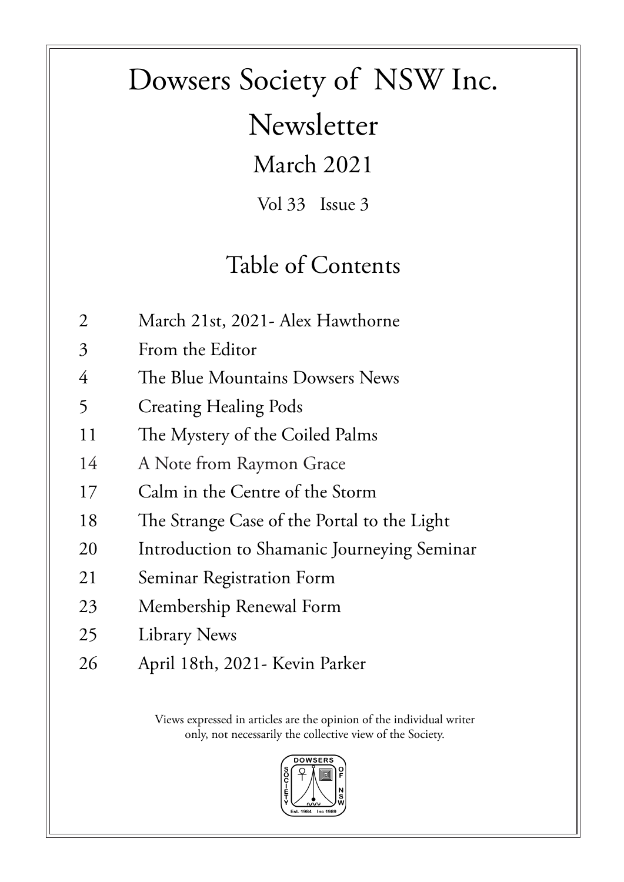# Dowsers Society of NSW Inc.

# Newsletter

## March 2021

Vol 33 Issue 3

## Table of Contents

| | |
|---|---|
| 2 | March 21st, 2021- Alex Hawthorne |
| 3 | From the Editor |
| 4 | The Blue Mountains Dowsers News |
| 5 | Creating Healing Pods |
| 11 | The Mystery of the Coiled Palms |
| 14 | A Note from Raymon Grace |
| 17 | Calm in the Centre of the Storm |
| 18 | The Strange Case of the Portal to the Light |
| 20 | Introduction to Shamanic Journeying Seminar |
| 21 | Seminar Registration Form |
| 23 | Membership Renewal Form |
| 25 | Library News |
| 26 | April 18th, 2021- Kevin Parker |

Views expressed in articles are the opinion of the individual writer only, not necessarily the collective view of the Society.

DOWSERS SOCIETY OF NSW
Est. 1984 Inc 1989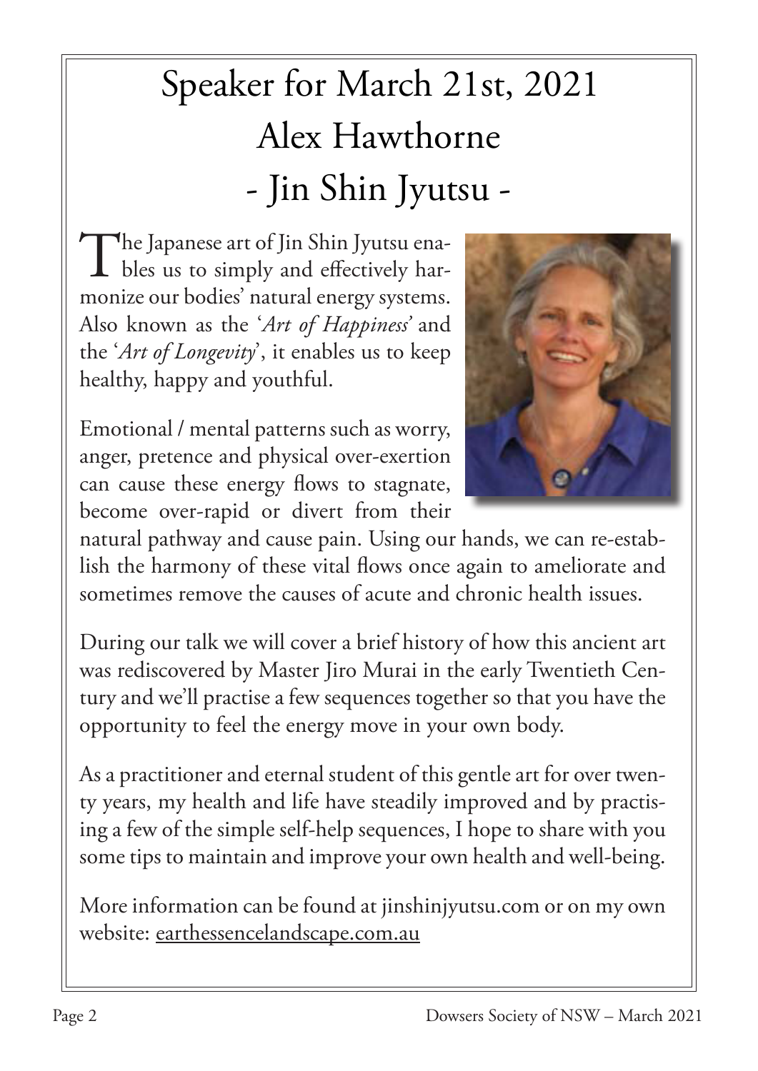# Speaker for March 21st, 2021
# Alex Hawthorne
# - Jin Shin Jyutsu -

The Japanese art of Jin Shin Jyutsu enables us to simply and effectively harmonize our bodies' natural energy systems. Also known as the '*Art of Happiness*' and the '*Art of Longevity*', it enables us to keep healthy, happy and youthful.

Emotional / mental patterns such as worry, anger, pretence and physical over-exertion can cause these energy flows to stagnate, become over-rapid or divert from their natural pathway and cause pain. Using our hands, we can re-establish the harmony of these vital flows once again to ameliorate and sometimes remove the causes of acute and chronic health issues.

During our talk we will cover a brief history of how this ancient art was rediscovered by Master Jiro Murai in the early Twentieth Century and we'll practise a few sequences together so that you have the opportunity to feel the energy move in your own body.

As a practitioner and eternal student of this gentle art for over twenty years, my health and life have steadily improved and by practising a few of the simple self-help sequences, I hope to share with you some tips to maintain and improve your own health and well-being.

More information can be found at jinshinjyutsu.com or on my own website: earthessencelandscape.com.au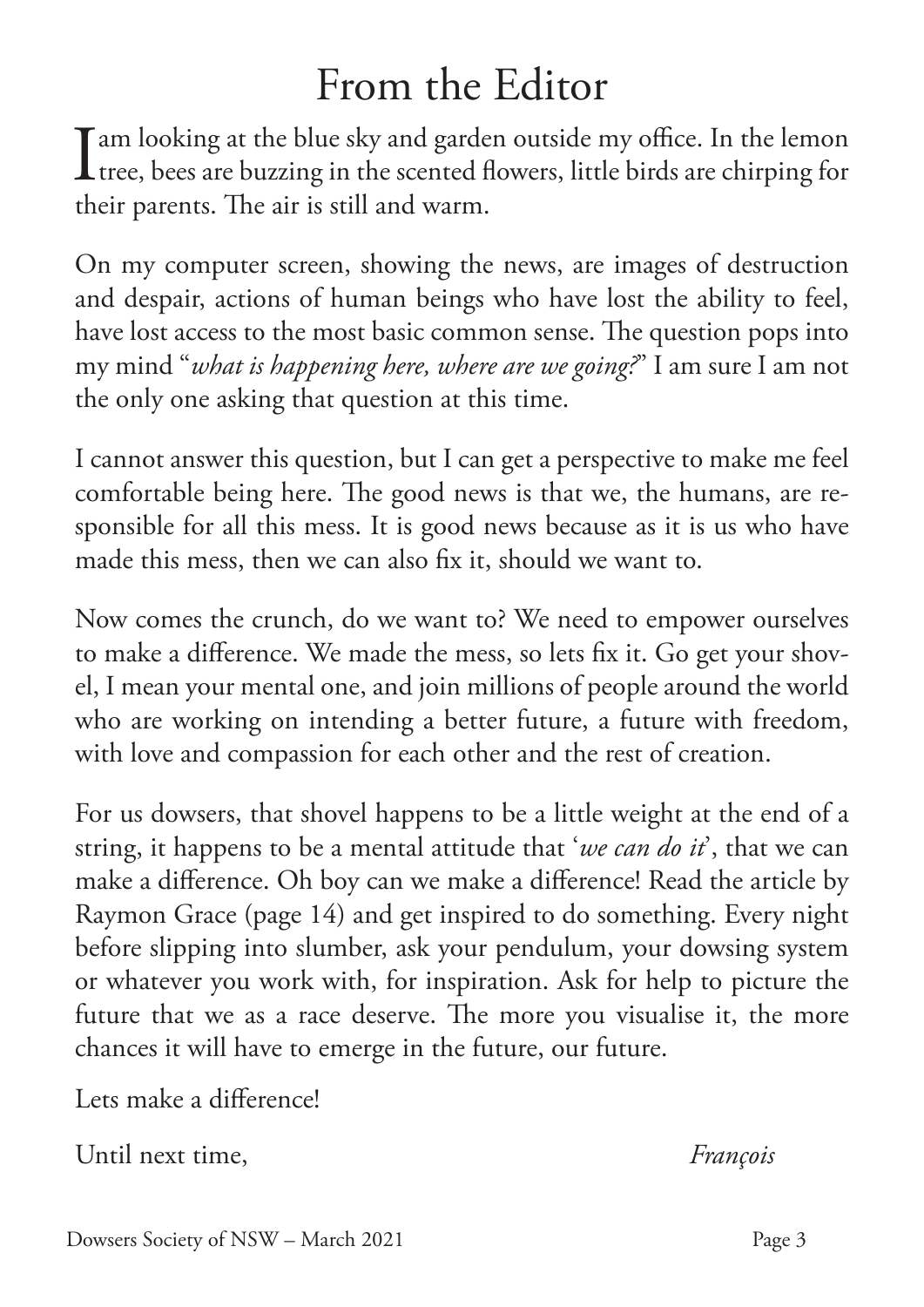# From the Editor

I am looking at the blue sky and garden outside my office. In the lemon tree, bees are buzzing in the scented flowers, little birds are chirping for their parents. The air is still and warm.

On my computer screen, showing the news, are images of destruction and despair, actions of human beings who have lost the ability to feel, have lost access to the most basic common sense. The question pops into my mind "*what is happening here, where are we going?*" I am sure I am not the only one asking that question at this time.

I cannot answer this question, but I can get a perspective to make me feel comfortable being here. The good news is that we, the humans, are responsible for all this mess. It is good news because as it is us who have made this mess, then we can also fix it, should we want to.

Now comes the crunch, do we want to? We need to empower ourselves to make a difference. We made the mess, so lets fix it. Go get your shovel, I mean your mental one, and join millions of people around the world who are working on intending a better future, a future with freedom, with love and compassion for each other and the rest of creation.

For us dowsers, that shovel happens to be a little weight at the end of a string, it happens to be a mental attitude that '*we can do it*', that we can make a difference. Oh boy can we make a difference! Read the article by Raymon Grace (page 14) and get inspired to do something. Every night before slipping into slumber, ask your pendulum, your dowsing system or whatever you work with, for inspiration. Ask for help to picture the future that we as a race deserve. The more you visualise it, the more chances it will have to emerge in the future, our future.

Lets make a difference!

Until next time, *François*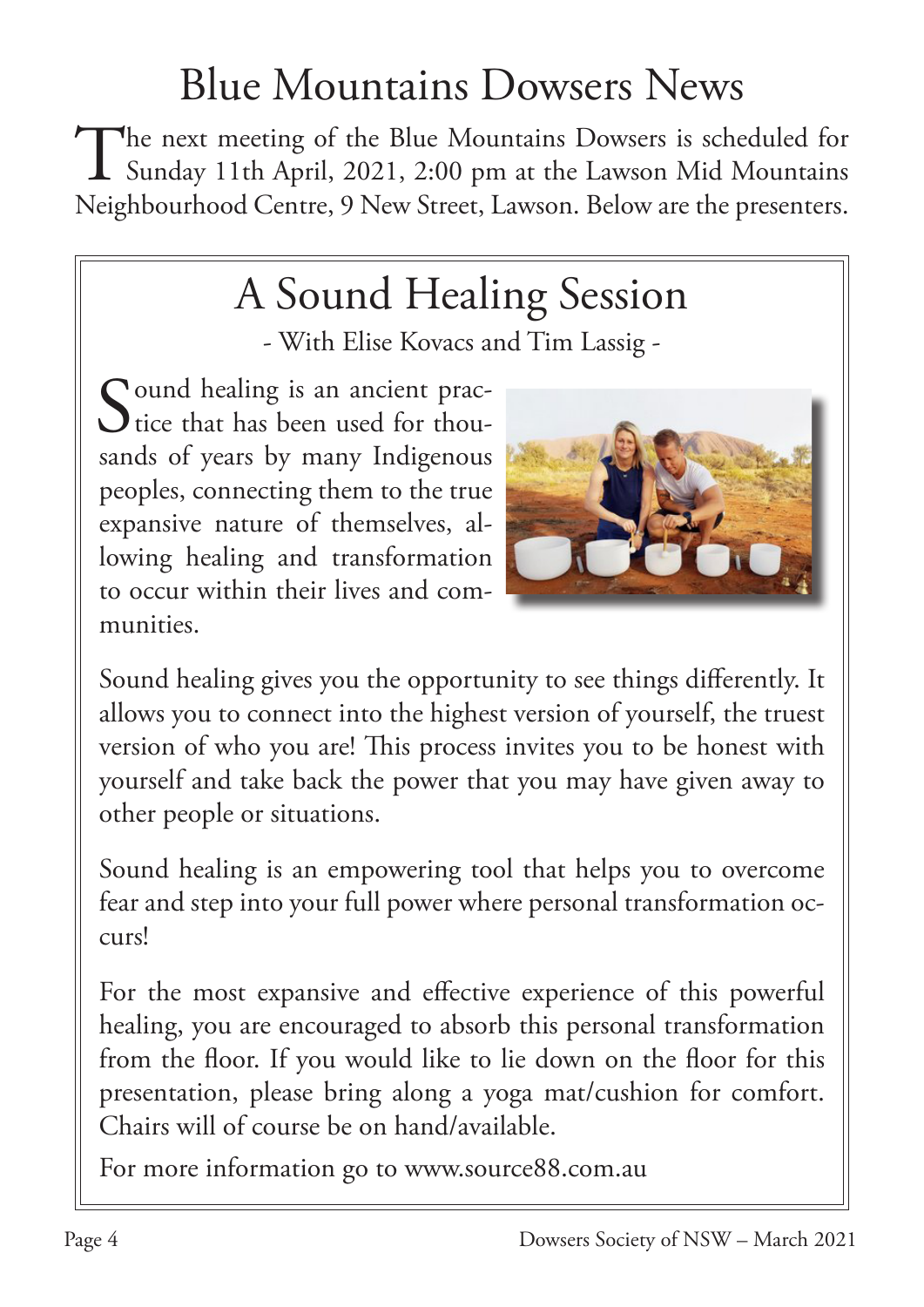# Blue Mountains Dowsers News

The next meeting of the Blue Mountains Dowsers is scheduled for Sunday 11th April, 2021, 2:00 pm at the Lawson Mid Mountains Neighbourhood Centre, 9 New Street, Lawson. Below are the presenters.

## A Sound Healing Session

- With Elise Kovacs and Tim Lassig -

Sound healing is an ancient practice that has been used for thousands of years by many Indigenous peoples, connecting them to the true expansive nature of themselves, allowing healing and transformation to occur within their lives and communities.

Sound healing gives you the opportunity to see things differently. It allows you to connect into the highest version of yourself, the truest version of who you are! This process invites you to be honest with yourself and take back the power that you may have given away to other people or situations.

Sound healing is an empowering tool that helps you to overcome fear and step into your full power where personal transformation occurs!

For the most expansive and effective experience of this powerful healing, you are encouraged to absorb this personal transformation from the floor. If you would like to lie down on the floor for this presentation, please bring along a yoga mat/cushion for comfort. Chairs will of course be on hand/available.

For more information go to www.source88.com.au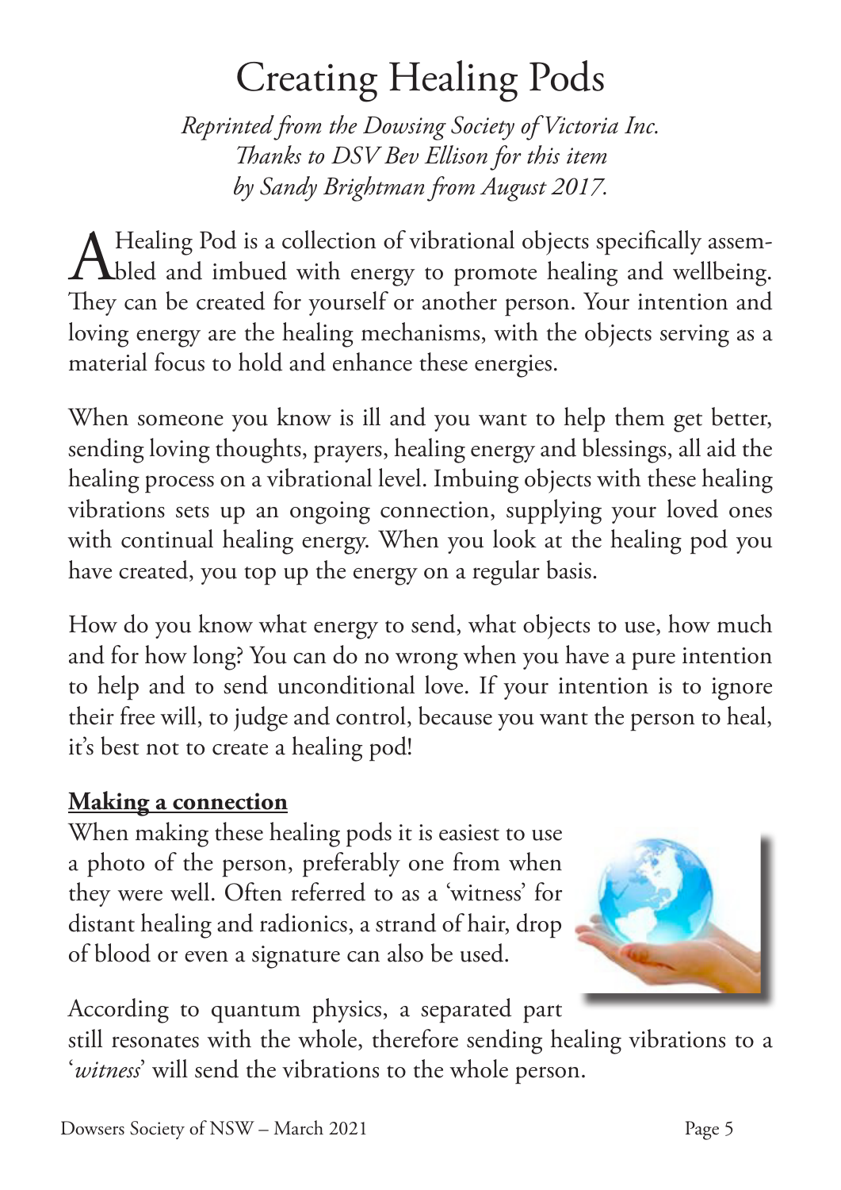# Creating Healing Pods

*Reprinted from the Dowsing Society of Victoria Inc.*
*Thanks to DSV Bev Ellison for this item*
*by Sandy Brightman from August 2017.*

A Healing Pod is a collection of vibrational objects specifically assembled and imbued with energy to promote healing and wellbeing. They can be created for yourself or another person. Your intention and loving energy are the healing mechanisms, with the objects serving as a material focus to hold and enhance these energies.

When someone you know is ill and you want to help them get better, sending loving thoughts, prayers, healing energy and blessings, all aid the healing process on a vibrational level. Imbuing objects with these healing vibrations sets up an ongoing connection, supplying your loved ones with continual healing energy. When you look at the healing pod you have created, you top up the energy on a regular basis.

How do you know what energy to send, what objects to use, how much and for how long? You can do no wrong when you have a pure intention to help and to send unconditional love. If your intention is to ignore their free will, to judge and control, because you want the person to heal, it's best not to create a healing pod!

**Making a connection**

When making these healing pods it is easiest to use a photo of the person, preferably one from when they were well. Often referred to as a 'witness' for distant healing and radionics, a strand of hair, drop of blood or even a signature can also be used.

According to quantum physics, a separated part still resonates with the whole, therefore sending healing vibrations to a '*witness*' will send the vibrations to the whole person.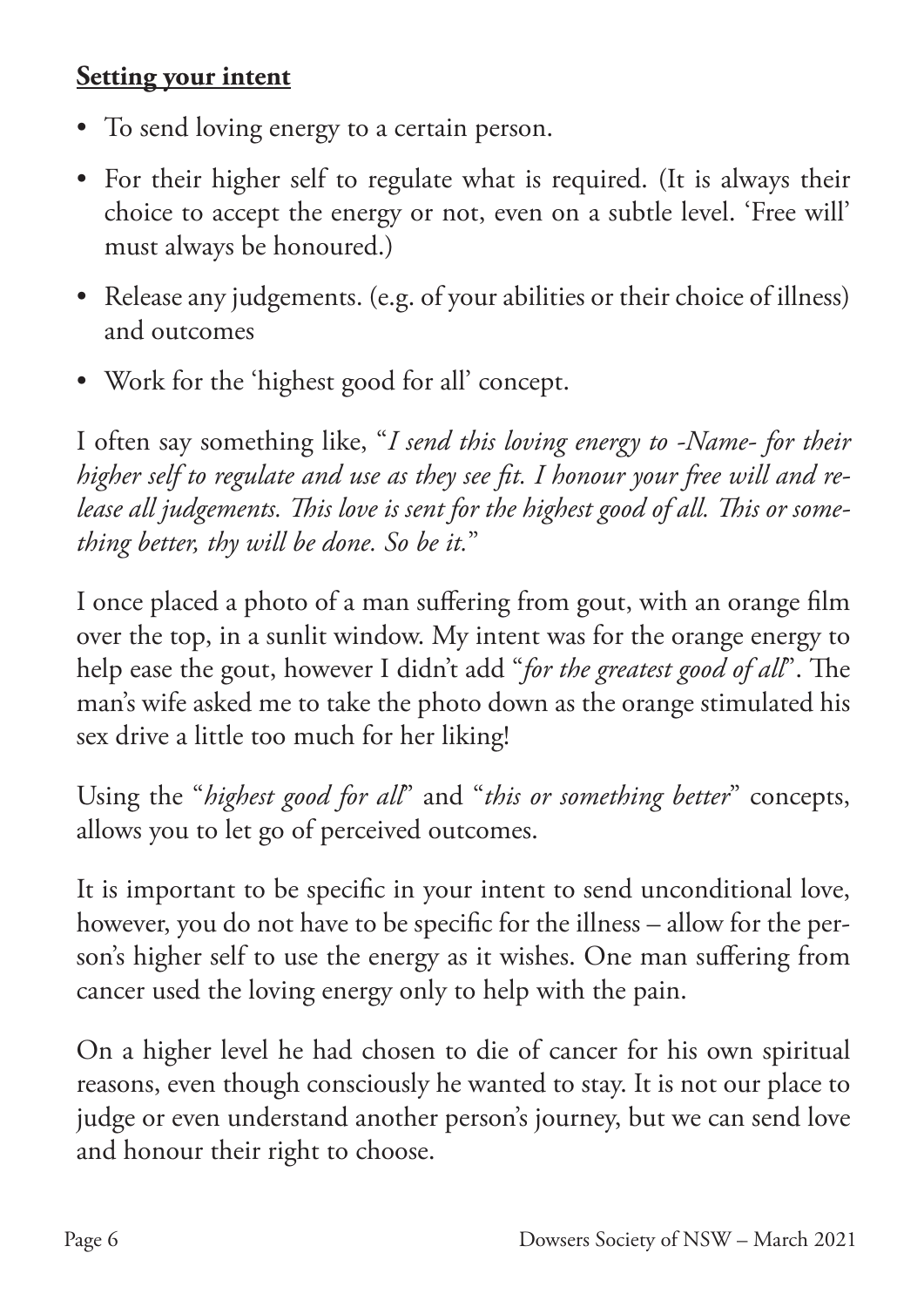**Setting your intent**

- To send loving energy to a certain person.
- For their higher self to regulate what is required. (It is always their choice to accept the energy or not, even on a subtle level. 'Free will' must always be honoured.)
- Release any judgements. (e.g. of your abilities or their choice of illness) and outcomes
- Work for the 'highest good for all' concept.

I often say something like, "*I send this loving energy to -Name- for their higher self to regulate and use as they see fit. I honour your free will and release all judgements. This love is sent for the highest good of all. This or something better, thy will be done. So be it.*"

I once placed a photo of a man suffering from gout, with an orange film over the top, in a sunlit window. My intent was for the orange energy to help ease the gout, however I didn't add "*for the greatest good of all*". The man's wife asked me to take the photo down as the orange stimulated his sex drive a little too much for her liking!

Using the "*highest good for all*" and "*this or something better*" concepts, allows you to let go of perceived outcomes.

It is important to be specific in your intent to send unconditional love, however, you do not have to be specific for the illness – allow for the person's higher self to use the energy as it wishes. One man suffering from cancer used the loving energy only to help with the pain.

On a higher level he had chosen to die of cancer for his own spiritual reasons, even though consciously he wanted to stay. It is not our place to judge or even understand another person's journey, but we can send love and honour their right to choose.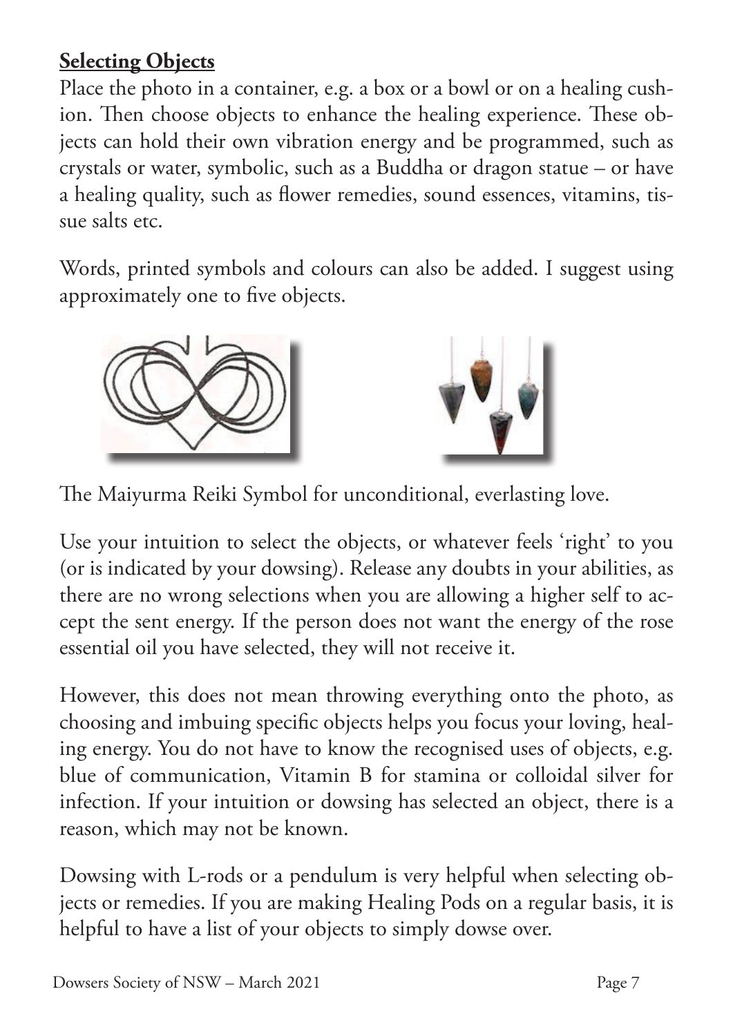**Selecting Objects**

Place the photo in a container, e.g. a box or a bowl or on a healing cushion. Then choose objects to enhance the healing experience. These objects can hold their own vibration energy and be programmed, such as crystals or water, symbolic, such as a Buddha or dragon statue – or have a healing quality, such as flower remedies, sound essences, vitamins, tissue salts etc.

Words, printed symbols and colours can also be added. I suggest using approximately one to five objects.

The Maiyurma Reiki Symbol for unconditional, everlasting love.

Use your intuition to select the objects, or whatever feels 'right' to you (or is indicated by your dowsing). Release any doubts in your abilities, as there are no wrong selections when you are allowing a higher self to accept the sent energy. If the person does not want the energy of the rose essential oil you have selected, they will not receive it.

However, this does not mean throwing everything onto the photo, as choosing and imbuing specific objects helps you focus your loving, healing energy. You do not have to know the recognised uses of objects, e.g. blue of communication, Vitamin B for stamina or colloidal silver for infection. If your intuition or dowsing has selected an object, there is a reason, which may not be known.

Dowsing with L-rods or a pendulum is very helpful when selecting objects or remedies. If you are making Healing Pods on a regular basis, it is helpful to have a list of your objects to simply dowse over.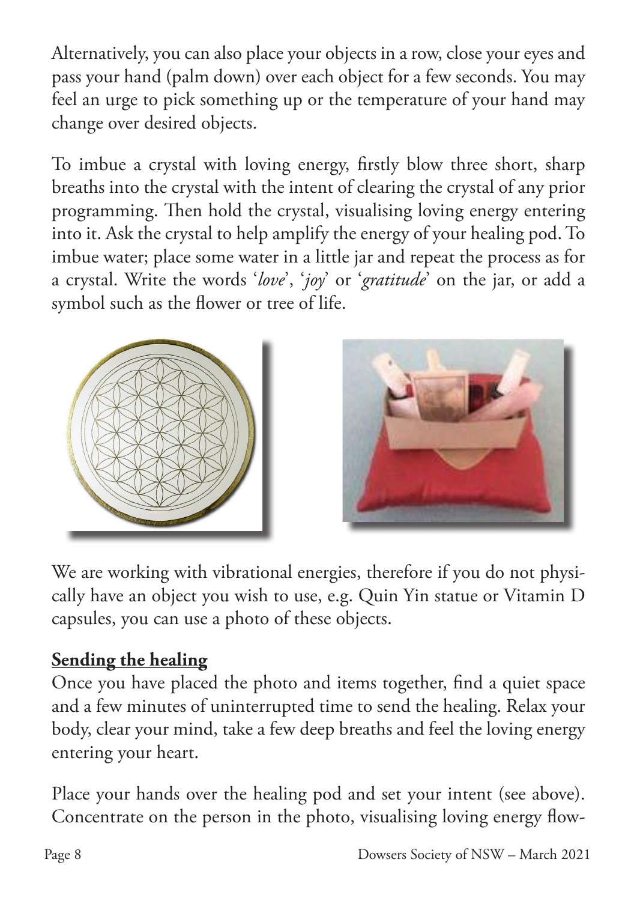Alternatively, you can also place your objects in a row, close your eyes and pass your hand (palm down) over each object for a few seconds. You may feel an urge to pick something up or the temperature of your hand may change over desired objects.

To imbue a crystal with loving energy, firstly blow three short, sharp breaths into the crystal with the intent of clearing the crystal of any prior programming. Then hold the crystal, visualising loving energy entering into it. Ask the crystal to help amplify the energy of your healing pod. To imbue water; place some water in a little jar and repeat the process as for a crystal. Write the words '*love*', '*joy*' or '*gratitude*' on the jar, or add a symbol such as the flower or tree of life.

We are working with vibrational energies, therefore if you do not physically have an object you wish to use, e.g. Quin Yin statue or Vitamin D capsules, you can use a photo of these objects.

## Sending the healing

Once you have placed the photo and items together, find a quiet space and a few minutes of uninterrupted time to send the healing. Relax your body, clear your mind, take a few deep breaths and feel the loving energy entering your heart.

Place your hands over the healing pod and set your intent (see above). Concentrate on the person in the photo, visualising loving energy flow-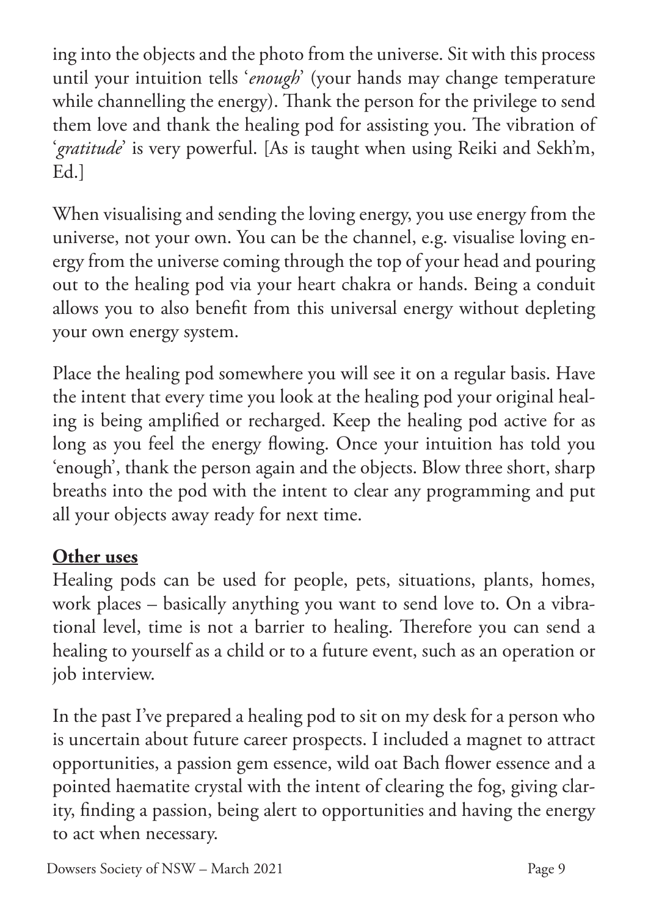ing into the objects and the photo from the universe. Sit with this process until your intuition tells '*enough*' (your hands may change temperature while channelling the energy). Thank the person for the privilege to send them love and thank the healing pod for assisting you. The vibration of '*gratitude*' is very powerful. [As is taught when using Reiki and Sekh'm, Ed.]

When visualising and sending the loving energy, you use energy from the universe, not your own. You can be the channel, e.g. visualise loving energy from the universe coming through the top of your head and pouring out to the healing pod via your heart chakra or hands. Being a conduit allows you to also benefit from this universal energy without depleting your own energy system.

Place the healing pod somewhere you will see it on a regular basis. Have the intent that every time you look at the healing pod your original healing is being amplified or recharged. Keep the healing pod active for as long as you feel the energy flowing. Once your intuition has told you 'enough', thank the person again and the objects. Blow three short, sharp breaths into the pod with the intent to clear any programming and put all your objects away ready for next time.

**Other uses**

Healing pods can be used for people, pets, situations, plants, homes, work places – basically anything you want to send love to. On a vibrational level, time is not a barrier to healing. Therefore you can send a healing to yourself as a child or to a future event, such as an operation or job interview.

In the past I've prepared a healing pod to sit on my desk for a person who is uncertain about future career prospects. I included a magnet to attract opportunities, a passion gem essence, wild oat Bach flower essence and a pointed haematite crystal with the intent of clearing the fog, giving clarity, finding a passion, being alert to opportunities and having the energy to act when necessary.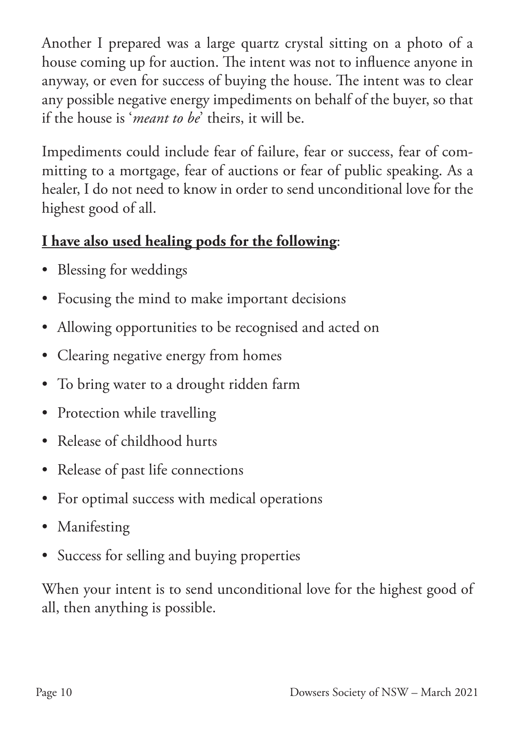Another I prepared was a large quartz crystal sitting on a photo of a house coming up for auction. The intent was not to influence anyone in anyway, or even for success of buying the house. The intent was to clear any possible negative energy impediments on behalf of the buyer, so that if the house is '*meant to be*' theirs, it will be.

Impediments could include fear of failure, fear or success, fear of committing to a mortgage, fear of auctions or fear of public speaking. As a healer, I do not need to know in order to send unconditional love for the highest good of all.

**<u>I have also used healing pods for the following</u>**:

- Blessing for weddings
- Focusing the mind to make important decisions
- Allowing opportunities to be recognised and acted on
- Clearing negative energy from homes
- To bring water to a drought ridden farm
- Protection while travelling
- Release of childhood hurts
- Release of past life connections
- For optimal success with medical operations
- Manifesting
- Success for selling and buying properties

When your intent is to send unconditional love for the highest good of all, then anything is possible.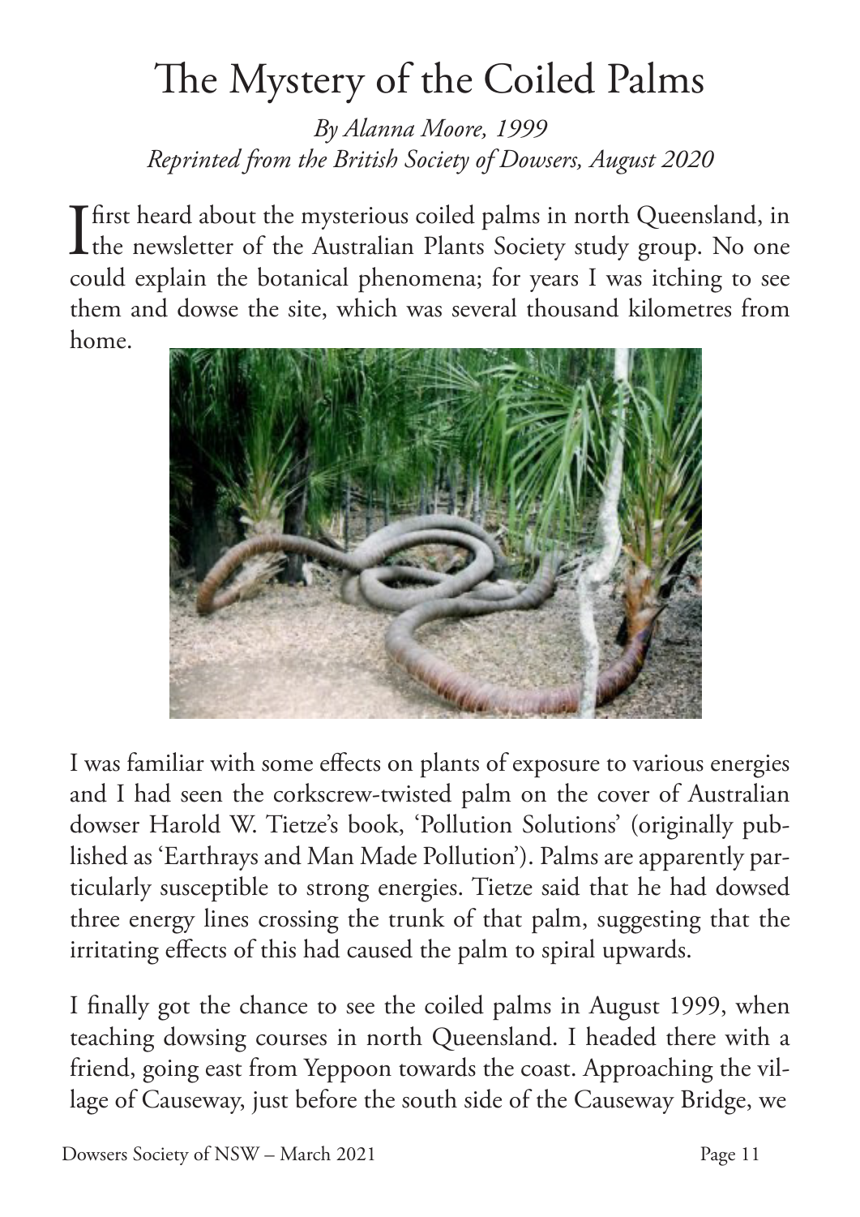# The Mystery of the Coiled Palms

*By Alanna Moore, 1999*
*Reprinted from the British Society of Dowsers, August 2020*

I first heard about the mysterious coiled palms in north Queensland, in the newsletter of the Australian Plants Society study group. No one could explain the botanical phenomena; for years I was itching to see them and dowse the site, which was several thousand kilometres from home.

I was familiar with some effects on plants of exposure to various energies and I had seen the corkscrew-twisted palm on the cover of Australian dowser Harold W. Tietze's book, 'Pollution Solutions' (originally published as 'Earthrays and Man Made Pollution'). Palms are apparently particularly susceptible to strong energies. Tietze said that he had dowsed three energy lines crossing the trunk of that palm, suggesting that the irritating effects of this had caused the palm to spiral upwards.

I finally got the chance to see the coiled palms in August 1999, when teaching dowsing courses in north Queensland. I headed there with a friend, going east from Yeppoon towards the coast. Approaching the village of Causeway, just before the south side of the Causeway Bridge, we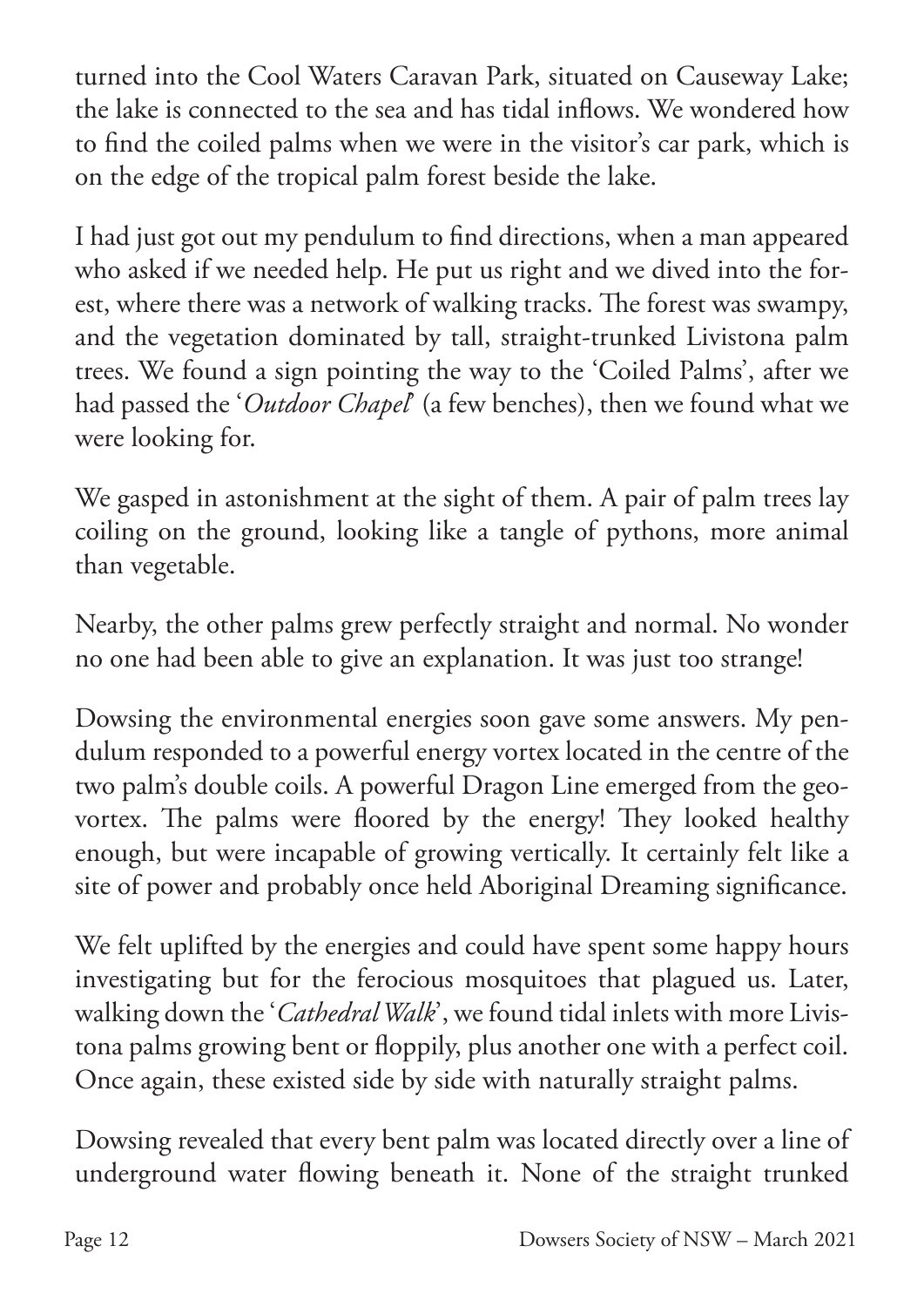turned into the Cool Waters Caravan Park, situated on Causeway Lake; the lake is connected to the sea and has tidal inflows. We wondered how to find the coiled palms when we were in the visitor's car park, which is on the edge of the tropical palm forest beside the lake.

I had just got out my pendulum to find directions, when a man appeared who asked if we needed help. He put us right and we dived into the forest, where there was a network of walking tracks. The forest was swampy, and the vegetation dominated by tall, straight-trunked Livistona palm trees. We found a sign pointing the way to the 'Coiled Palms', after we had passed the '*Outdoor Chapel*' (a few benches), then we found what we were looking for.

We gasped in astonishment at the sight of them. A pair of palm trees lay coiling on the ground, looking like a tangle of pythons, more animal than vegetable.

Nearby, the other palms grew perfectly straight and normal. No wonder no one had been able to give an explanation. It was just too strange!

Dowsing the environmental energies soon gave some answers. My pendulum responded to a powerful energy vortex located in the centre of the two palm's double coils. A powerful Dragon Line emerged from the geovortex. The palms were floored by the energy! They looked healthy enough, but were incapable of growing vertically. It certainly felt like a site of power and probably once held Aboriginal Dreaming significance.

We felt uplifted by the energies and could have spent some happy hours investigating but for the ferocious mosquitoes that plagued us. Later, walking down the '*Cathedral Walk*', we found tidal inlets with more Livistona palms growing bent or floppily, plus another one with a perfect coil. Once again, these existed side by side with naturally straight palms.

Dowsing revealed that every bent palm was located directly over a line of underground water flowing beneath it. None of the straight trunked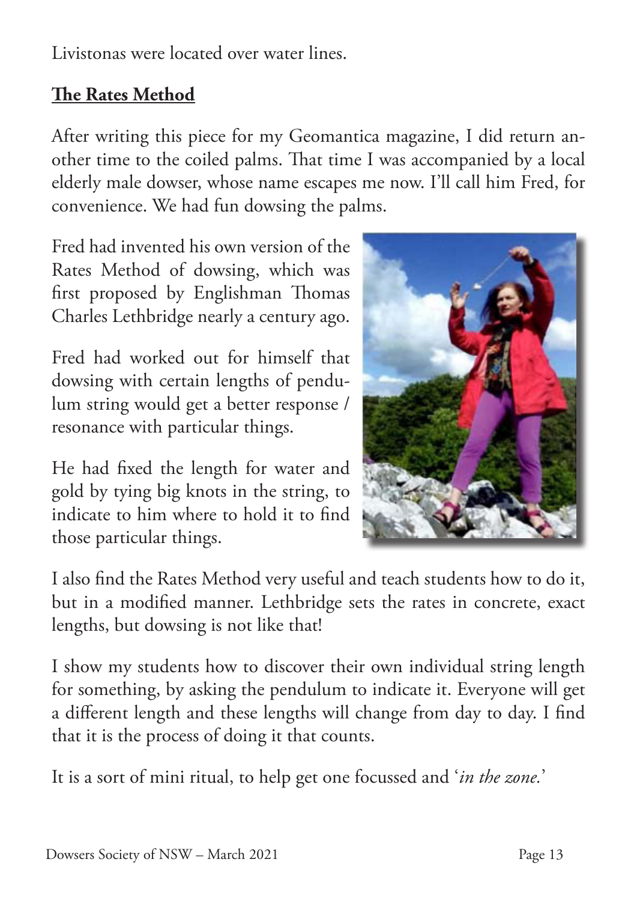Livistonas were located over water lines.

**The Rates Method**

After writing this piece for my Geomantica magazine, I did return another time to the coiled palms. That time I was accompanied by a local elderly male dowser, whose name escapes me now. I'll call him Fred, for convenience. We had fun dowsing the palms.

Fred had invented his own version of the Rates Method of dowsing, which was first proposed by Englishman Thomas Charles Lethbridge nearly a century ago.

Fred had worked out for himself that dowsing with certain lengths of pendulum string would get a better response / resonance with particular things.

He had fixed the length for water and gold by tying big knots in the string, to indicate to him where to hold it to find those particular things.

I also find the Rates Method very useful and teach students how to do it, but in a modified manner. Lethbridge sets the rates in concrete, exact lengths, but dowsing is not like that!

I show my students how to discover their own individual string length for something, by asking the pendulum to indicate it. Everyone will get a different length and these lengths will change from day to day. I find that it is the process of doing it that counts.

It is a sort of mini ritual, to help get one focussed and '*in the zone.*'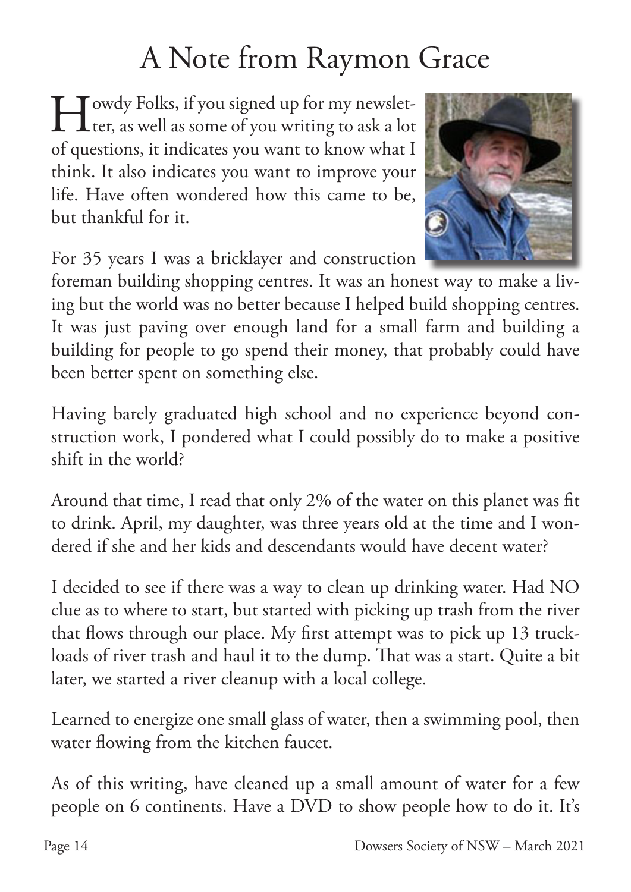# A Note from Raymon Grace

Howdy Folks, if you signed up for my newsletter, as well as some of you writing to ask a lot of questions, it indicates you want to know what I think. It also indicates you want to improve your life. Have often wondered how this came to be, but thankful for it.

For 35 years I was a bricklayer and construction foreman building shopping centres. It was an honest way to make a living but the world was no better because I helped build shopping centres. It was just paving over enough land for a small farm and building a building for people to go spend their money, that probably could have been better spent on something else.

Having barely graduated high school and no experience beyond construction work, I pondered what I could possibly do to make a positive shift in the world?

Around that time, I read that only 2% of the water on this planet was fit to drink. April, my daughter, was three years old at the time and I wondered if she and her kids and descendants would have decent water?

I decided to see if there was a way to clean up drinking water. Had NO clue as to where to start, but started with picking up trash from the river that flows through our place. My first attempt was to pick up 13 truckloads of river trash and haul it to the dump. That was a start. Quite a bit later, we started a river cleanup with a local college.

Learned to energize one small glass of water, then a swimming pool, then water flowing from the kitchen faucet.

As of this writing, have cleaned up a small amount of water for a few people on 6 continents. Have a DVD to show people how to do it. It's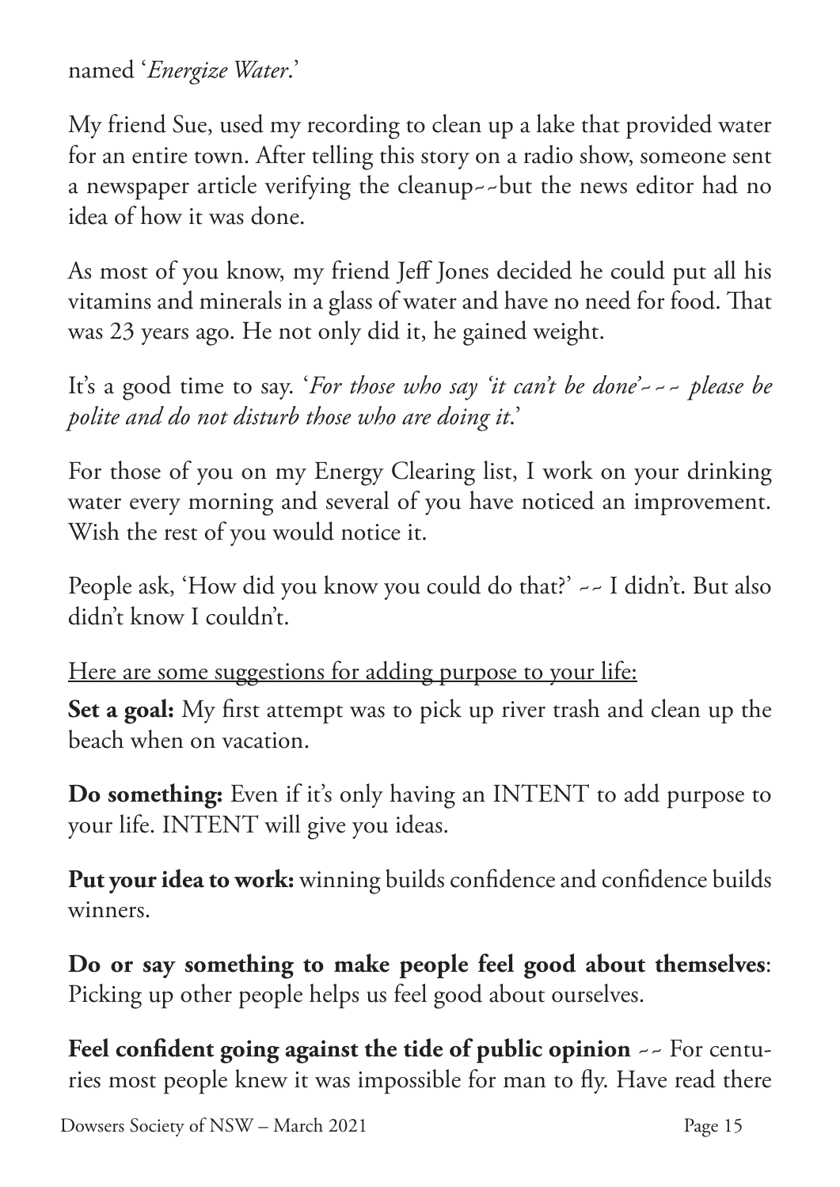named '*Energize Water*.'

My friend Sue, used my recording to clean up a lake that provided water for an entire town. After telling this story on a radio show, someone sent a newspaper article verifying the cleanup~~but the news editor had no idea of how it was done.

As most of you know, my friend Jeff Jones decided he could put all his vitamins and minerals in a glass of water and have no need for food. That was 23 years ago. He not only did it, he gained weight.

It's a good time to say. '*For those who say 'it can't be done'~~~ please be polite and do not disturb those who are doing it*.'

For those of you on my Energy Clearing list, I work on your drinking water every morning and several of you have noticed an improvement. Wish the rest of you would notice it.

People ask, 'How did you know you could do that?' ~~ I didn't. But also didn't know I couldn't.

<u>Here are some suggestions for adding purpose to your life:</u>

**Set a goal:** My first attempt was to pick up river trash and clean up the beach when on vacation.

**Do something:** Even if it's only having an INTENT to add purpose to your life. INTENT will give you ideas.

**Put your idea to work:** winning builds confidence and confidence builds winners.

**Do or say something to make people feel good about themselves**: Picking up other people helps us feel good about ourselves.

**Feel confident going against the tide of public opinion** ~~ For centuries most people knew it was impossible for man to fly. Have read there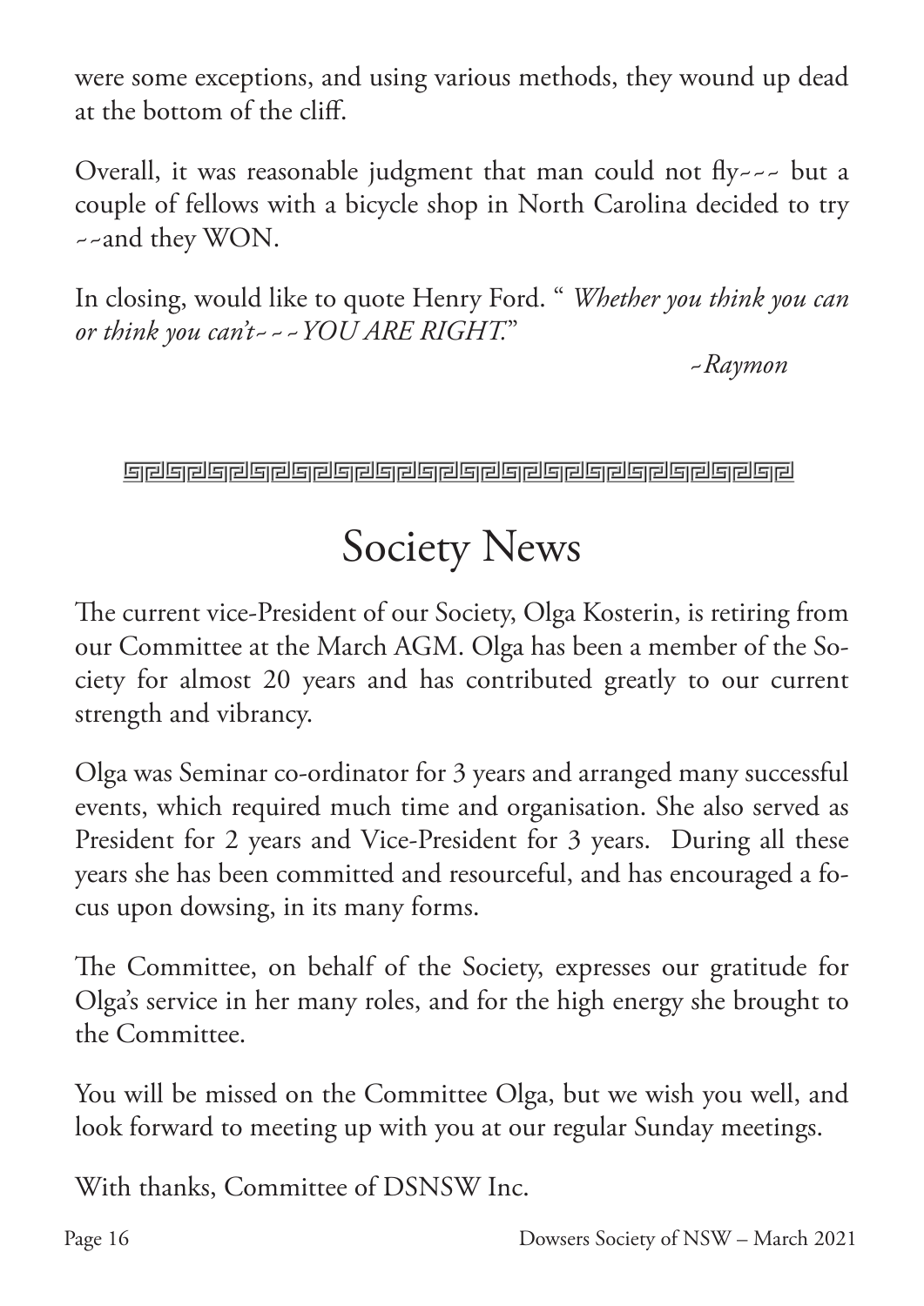were some exceptions, and using various methods, they wound up dead at the bottom of the cliff.

Overall, it was reasonable judgment that man could not fly~~~ but a couple of fellows with a bicycle shop in North Carolina decided to try ~~and they WON.

In closing, would like to quote Henry Ford. " *Whether you think you can or think you can't~~~YOU ARE RIGHT.*"

*~Raymon*

---

# Society News

The current vice-President of our Society, Olga Kosterin, is retiring from our Committee at the March AGM. Olga has been a member of the Society for almost 20 years and has contributed greatly to our current strength and vibrancy.

Olga was Seminar co-ordinator for 3 years and arranged many successful events, which required much time and organisation. She also served as President for 2 years and Vice-President for 3 years. During all these years she has been committed and resourceful, and has encouraged a focus upon dowsing, in its many forms.

The Committee, on behalf of the Society, expresses our gratitude for Olga's service in her many roles, and for the high energy she brought to the Committee.

You will be missed on the Committee Olga, but we wish you well, and look forward to meeting up with you at our regular Sunday meetings.

With thanks, Committee of DSNSW Inc.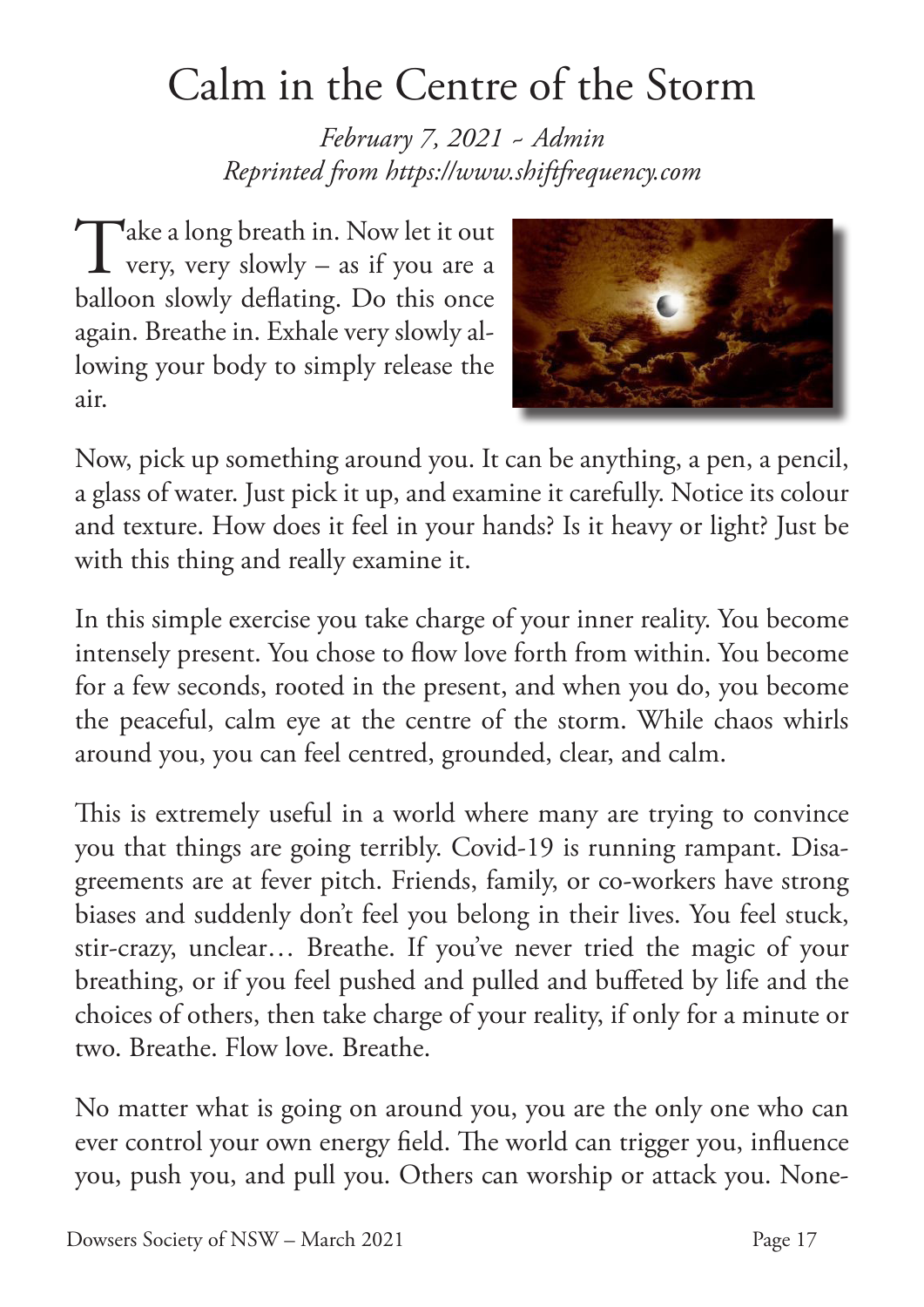# Calm in the Centre of the Storm

*February 7, 2021 ~ Admin*
*Reprinted from https://www.shiftfrequency.com*

Take a long breath in. Now let it out very, very slowly – as if you are a balloon slowly deflating. Do this once again. Breathe in. Exhale very slowly allowing your body to simply release the air.

Now, pick up something around you. It can be anything, a pen, a pencil, a glass of water. Just pick it up, and examine it carefully. Notice its colour and texture. How does it feel in your hands? Is it heavy or light? Just be with this thing and really examine it.

In this simple exercise you take charge of your inner reality. You become intensely present. You chose to flow love forth from within. You become for a few seconds, rooted in the present, and when you do, you become the peaceful, calm eye at the centre of the storm. While chaos whirls around you, you can feel centred, grounded, clear, and calm.

This is extremely useful in a world where many are trying to convince you that things are going terribly. Covid-19 is running rampant. Disagreements are at fever pitch. Friends, family, or co-workers have strong biases and suddenly don't feel you belong in their lives. You feel stuck, stir-crazy, unclear… Breathe. If you've never tried the magic of your breathing, or if you feel pushed and pulled and buffeted by life and the choices of others, then take charge of your reality, if only for a minute or two. Breathe. Flow love. Breathe.

No matter what is going on around you, you are the only one who can ever control your own energy field. The world can trigger you, influence you, push you, and pull you. Others can worship or attack you. None-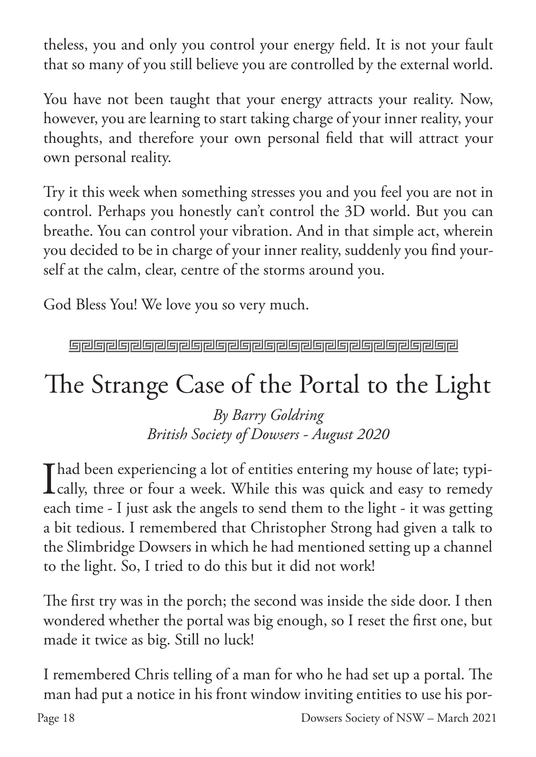theless, you and only you control your energy field. It is not your fault that so many of you still believe you are controlled by the external world.

You have not been taught that your energy attracts your reality. Now, however, you are learning to start taking charge of your inner reality, your thoughts, and therefore your own personal field that will attract your own personal reality.

Try it this week when something stresses you and you feel you are not in control. Perhaps you honestly can't control the 3D world. But you can breathe. You can control your vibration. And in that simple act, wherein you decided to be in charge of your inner reality, suddenly you find yourself at the calm, clear, centre of the storms around you.

God Bless You! We love you so very much.

---

# The Strange Case of the Portal to the Light

*By Barry Goldring*
*British Society of Dowsers - August 2020*

I had been experiencing a lot of entities entering my house of late; typically, three or four a week. While this was quick and easy to remedy each time - I just ask the angels to send them to the light - it was getting a bit tedious. I remembered that Christopher Strong had given a talk to the Slimbridge Dowsers in which he had mentioned setting up a channel to the light. So, I tried to do this but it did not work!

The first try was in the porch; the second was inside the side door. I then wondered whether the portal was big enough, so I reset the first one, but made it twice as big. Still no luck!

I remembered Chris telling of a man for who he had set up a portal. The man had put a notice in his front window inviting entities to use his por-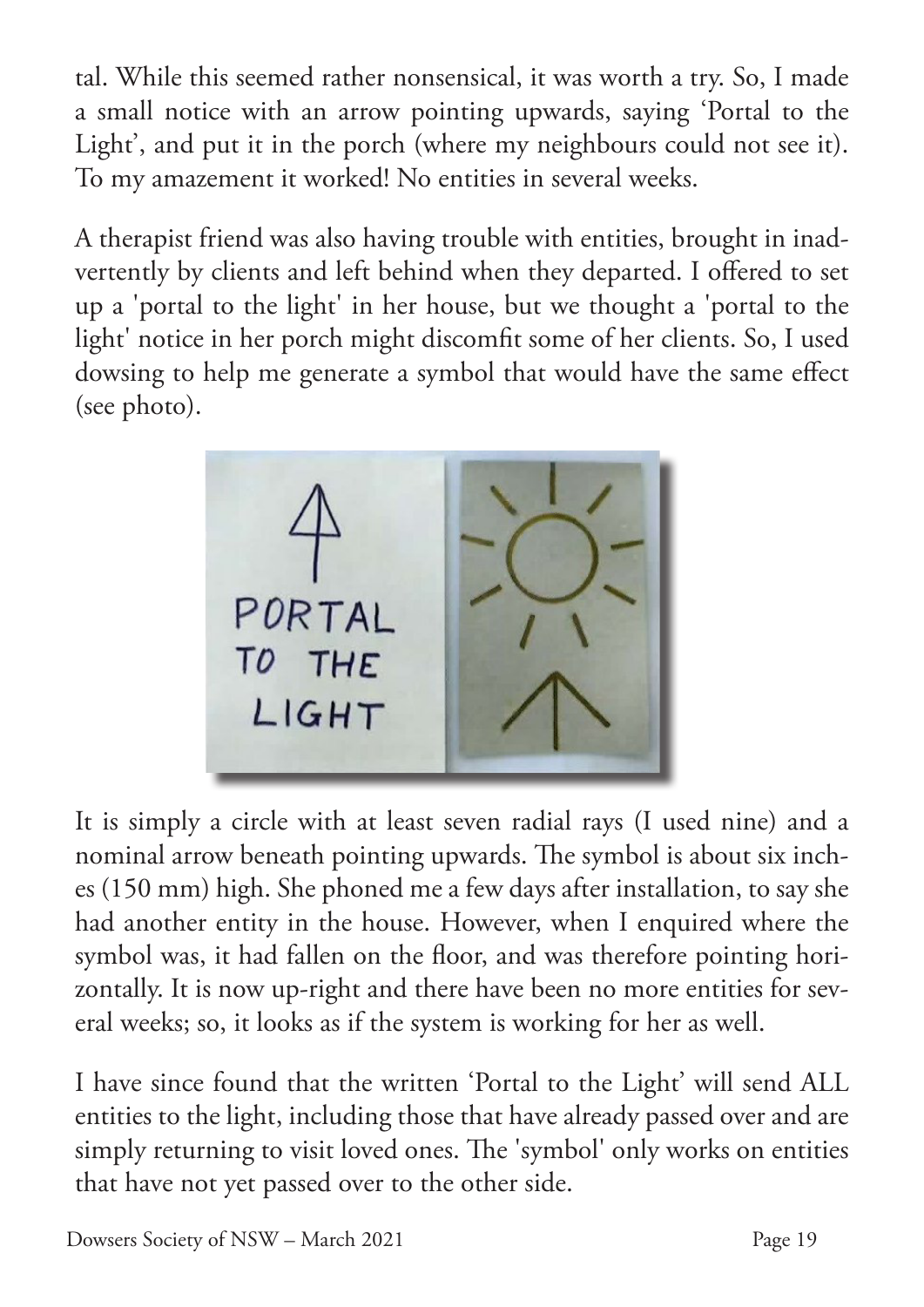tal. While this seemed rather nonsensical, it was worth a try. So, I made a small notice with an arrow pointing upwards, saying 'Portal to the Light', and put it in the porch (where my neighbours could not see it). To my amazement it worked! No entities in several weeks.

A therapist friend was also having trouble with entities, brought in inadvertently by clients and left behind when they departed. I offered to set up a 'portal to the light' in her house, but we thought a 'portal to the light' notice in her porch might discomfit some of her clients. So, I used dowsing to help me generate a symbol that would have the same effect (see photo).

It is simply a circle with at least seven radial rays (I used nine) and a nominal arrow beneath pointing upwards. The symbol is about six inches (150 mm) high. She phoned me a few days after installation, to say she had another entity in the house. However, when I enquired where the symbol was, it had fallen on the floor, and was therefore pointing horizontally. It is now up-right and there have been no more entities for several weeks; so, it looks as if the system is working for her as well.

I have since found that the written 'Portal to the Light' will send ALL entities to the light, including those that have already passed over and are simply returning to visit loved ones. The 'symbol' only works on entities that have not yet passed over to the other side.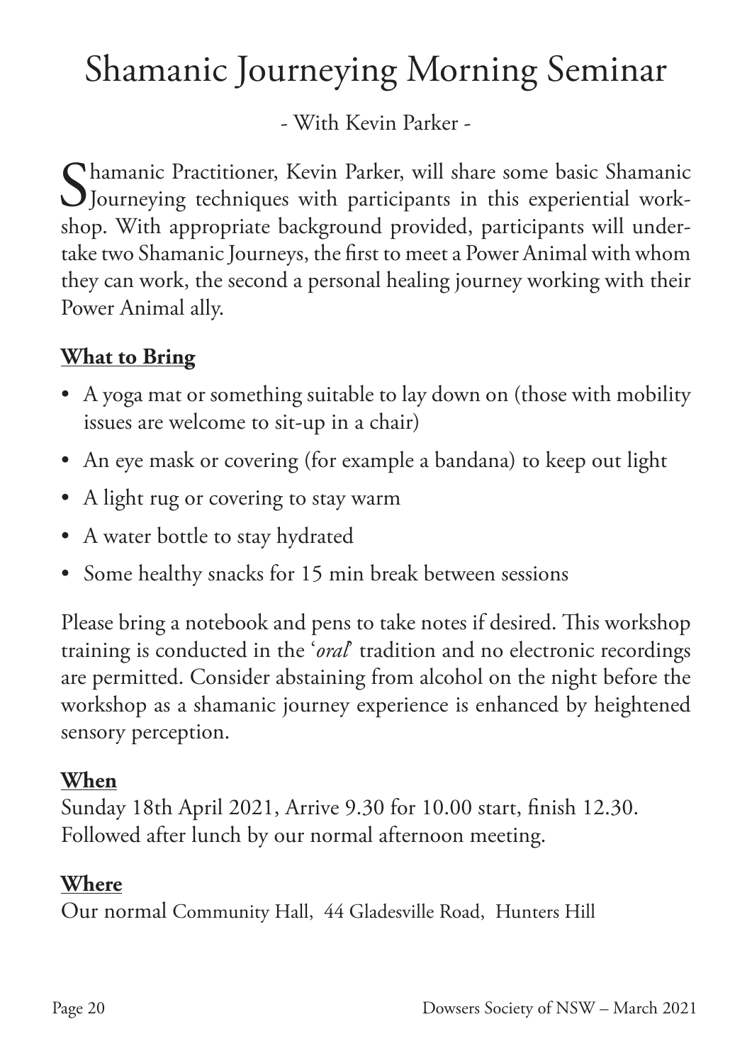# Shamanic Journeying Morning Seminar

- With Kevin Parker -

Shamanic Practitioner, Kevin Parker, will share some basic Shamanic Journeying techniques with participants in this experiential workshop. With appropriate background provided, participants will undertake two Shamanic Journeys, the first to meet a Power Animal with whom they can work, the second a personal healing journey working with their Power Animal ally.

## **What to Bring**

- A yoga mat or something suitable to lay down on (those with mobility issues are welcome to sit-up in a chair)
- An eye mask or covering (for example a bandana) to keep out light
- A light rug or covering to stay warm
- A water bottle to stay hydrated
- Some healthy snacks for 15 min break between sessions

Please bring a notebook and pens to take notes if desired. This workshop training is conducted in the '*oral*' tradition and no electronic recordings are permitted. Consider abstaining from alcohol on the night before the workshop as a shamanic journey experience is enhanced by heightened sensory perception.

## **When**

Sunday 18th April 2021, Arrive 9.30 for 10.00 start, finish 12.30.
Followed after lunch by our normal afternoon meeting.

## **Where**

Our normal Community Hall, 44 Gladesville Road, Hunters Hill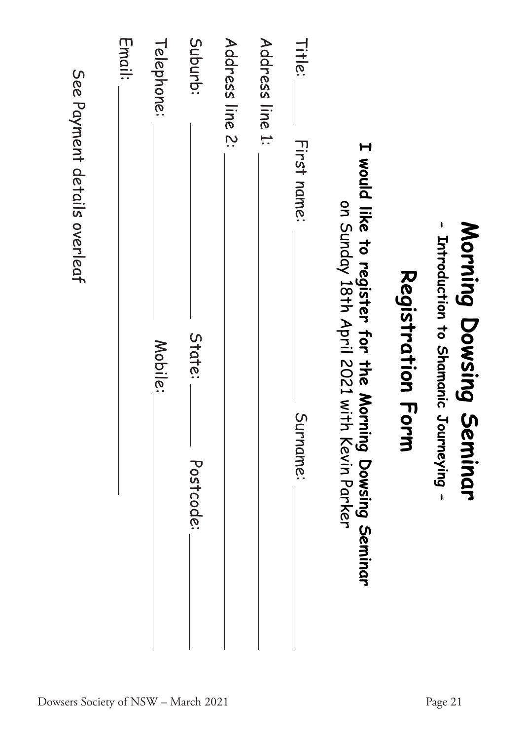# Morning Dowsing Seminar

**- Introduction to Shamanic Journeying -**

## Registration Form

**I would like to register for the Morning Dowsing Seminar**
on Sunday 18th April 2021 with Kevin Parker

Title: \_\_\_\_\_ First name: \_\_\_\_\_\_\_\_\_\_\_\_\_\_\_\_\_\_\_\_ Surname: \_\_\_\_\_\_\_\_\_\_\_\_\_\_\_\_\_\_\_\_

Address line 1: \_\_\_\_\_\_\_\_\_\_\_\_\_\_\_\_\_\_\_\_\_\_\_\_\_\_\_\_\_\_\_\_\_\_\_\_\_\_\_\_\_\_\_\_\_\_\_\_\_\_

Address line 2: \_\_\_\_\_\_\_\_\_\_\_\_\_\_\_\_\_\_\_\_\_\_\_\_\_\_\_\_\_\_\_\_\_\_\_\_\_\_\_\_\_\_\_\_\_\_\_\_\_\_

Suburb: \_\_\_\_\_\_\_\_\_\_\_\_\_\_\_\_\_\_\_\_\_\_\_\_ State: \_\_\_\_\_\_\_ Postcode: \_\_\_\_\_\_\_\_\_\_

Telephone: \_\_\_\_\_\_\_\_\_\_\_\_\_\_\_\_\_\_\_\_\_ Mobile: \_\_\_\_\_\_\_\_\_\_\_\_\_\_\_\_\_\_\_\_\_\_\_\_\_\_

Email: \_\_\_\_\_\_\_\_\_\_\_\_\_\_\_\_\_\_\_\_\_\_\_\_\_\_\_\_\_\_\_\_\_\_\_\_\_\_\_\_\_\_\_\_

See Payment details overleaf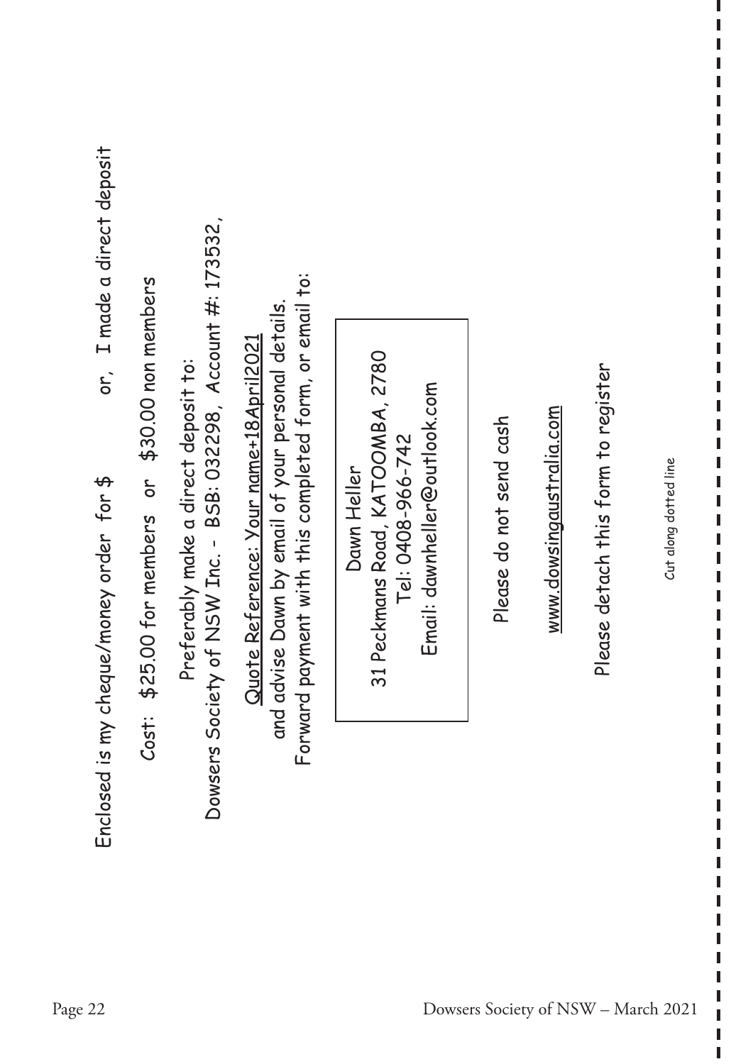Enclosed is my cheque/money order for $ or, I made a direct deposit

Cost: $25.00 for members or $30.00 non members

Preferably make a direct deposit to:

Dowsers Society of NSW Inc. - BSB: 032298, Account #: 173532,

Quote Reference: Your name+18April2021

and advise Dawn by email of your personal details.

Forward payment with this completed form, or email to:

| Dawn Heller<br>31 Peckmans Road, KATOOMBA, 2780<br>Tel: 0408-966-742<br>Email: dawnheller@outlook.com |
|---|

Please do not send cash

www.dowsingaustralia.com

Please detach this form to register

Cut along dotted line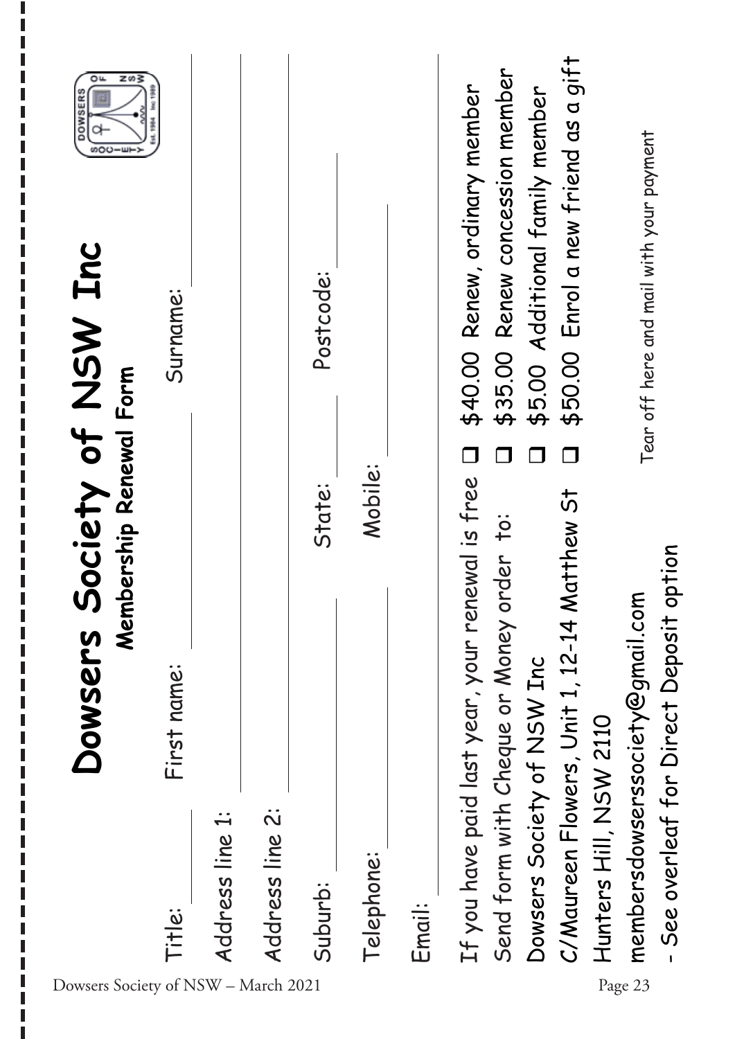# Dowsers Society of NSW Inc

**Membership Renewal Form**

Title: ______ First name: ______ Surname: ______

Address line 1: ______

Address line 2: ______

Suburb: ______ State: ______ Postcode: ______

Telephone: ______ Mobile: ______

Email: ______

If you have paid last year, your renewal is free

Send form with Cheque or Money order to:

Dowsers Society of NSW Inc

C/Maureen Flowers, Unit 1, 12-14 Matthew St

Hunters Hill, NSW 2110

membersdowserssociety@gmail.com

- See overleaf for Direct Deposit option

- ❑ $40.00 Renew, ordinary member
- ❑ $35.00 Renew concession member
- ❑ $5.00 Additional family member
- ❑ $50.00 Enrol a new friend as a gift

Tear off here and mail with your payment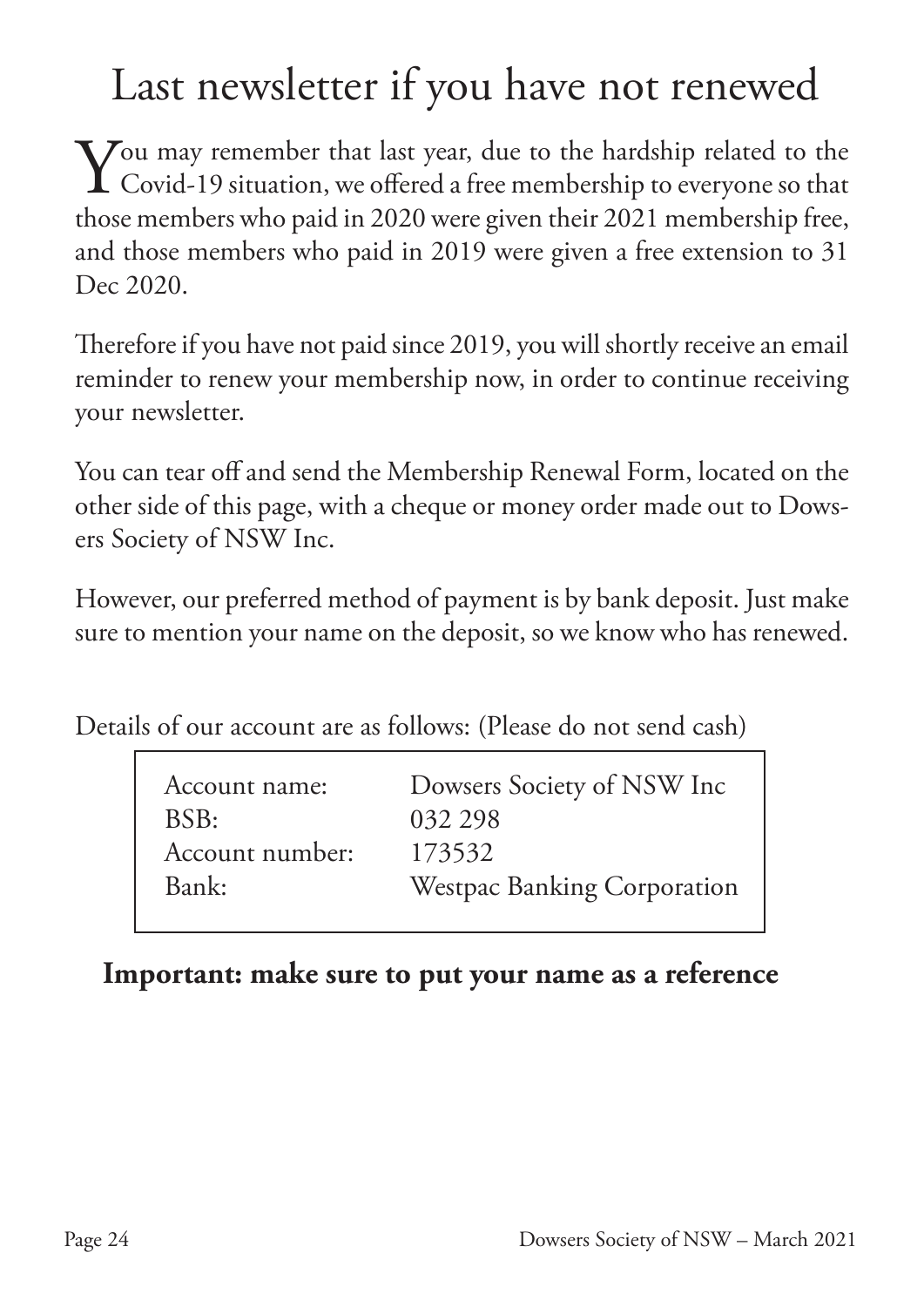# Last newsletter if you have not renewed

You may remember that last year, due to the hardship related to the Covid-19 situation, we offered a free membership to everyone so that those members who paid in 2020 were given their 2021 membership free, and those members who paid in 2019 were given a free extension to 31 Dec 2020.

Therefore if you have not paid since 2019, you will shortly receive an email reminder to renew your membership now, in order to continue receiving your newsletter.

You can tear off and send the Membership Renewal Form, located on the other side of this page, with a cheque or money order made out to Dowsers Society of NSW Inc.

However, our preferred method of payment is by bank deposit. Just make sure to mention your name on the deposit, so we know who has renewed.

Details of our account are as follows: (Please do not send cash)

| | |
|---|---|
| Account name: | Dowsers Society of NSW Inc |
| BSB: | 032 298 |
| Account number: | 173532 |
| Bank: | Westpac Banking Corporation |

**Important: make sure to put your name as a reference**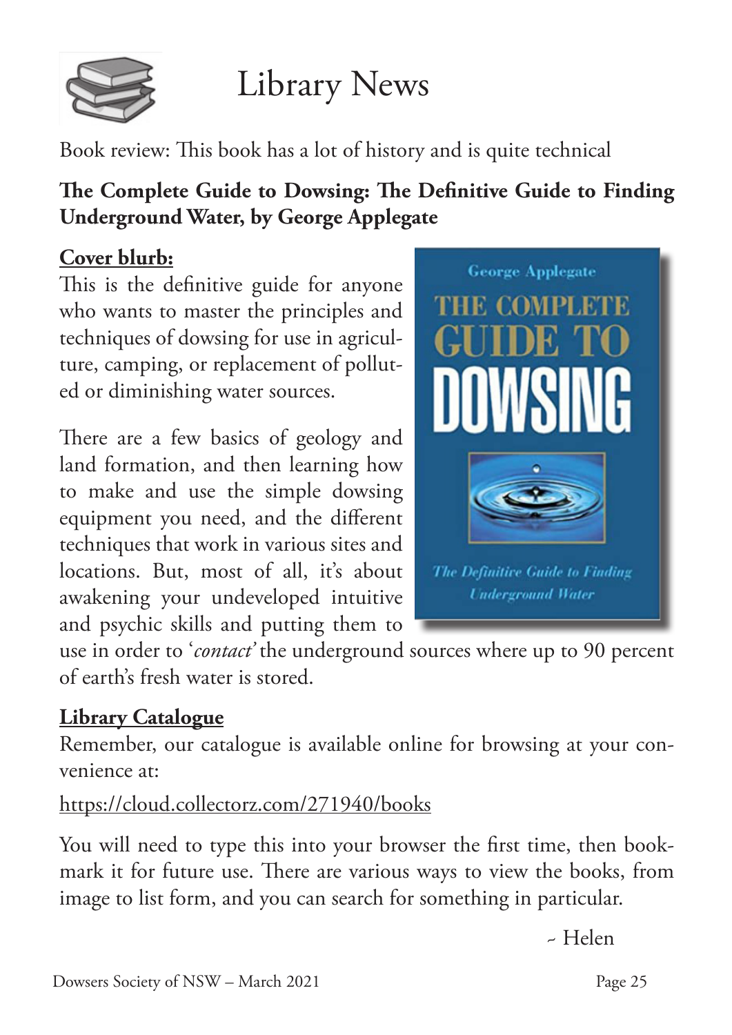# Library News

Book review: This book has a lot of history and is quite technical

**The Complete Guide to Dowsing: The Definitive Guide to Finding Underground Water, by George Applegate**

**Cover blurb:**

This is the definitive guide for anyone who wants to master the principles and techniques of dowsing for use in agriculture, camping, or replacement of polluted or diminishing water sources.

There are a few basics of geology and land formation, and then learning how to make and use the simple dowsing equipment you need, and the different techniques that work in various sites and locations. But, most of all, it's about awakening your undeveloped intuitive and psychic skills and putting them to use in order to '*contact*' the underground sources where up to 90 percent of earth's fresh water is stored.

**Library Catalogue**

Remember, our catalogue is available online for browsing at your convenience at:

https://cloud.collectorz.com/271940/books

You will need to type this into your browser the first time, then bookmark it for future use. There are various ways to view the books, from image to list form, and you can search for something in particular.

~ Helen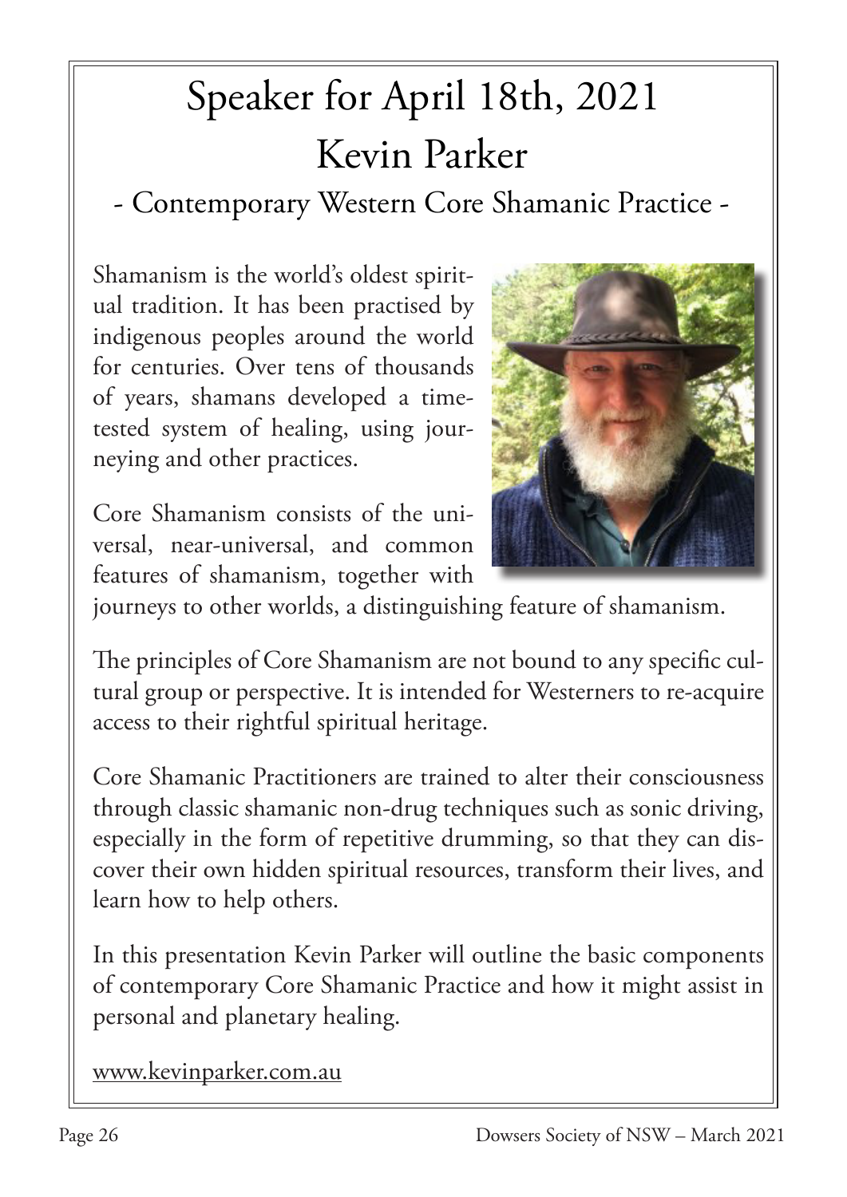# Speaker for April 18th, 2021
## Kevin Parker
### - Contemporary Western Core Shamanic Practice -

Shamanism is the world's oldest spiritual tradition. It has been practised by indigenous peoples around the world for centuries. Over tens of thousands of years, shamans developed a time-tested system of healing, using journeying and other practices.

Core Shamanism consists of the universal, near-universal, and common features of shamanism, together with journeys to other worlds, a distinguishing feature of shamanism.

The principles of Core Shamanism are not bound to any specific cultural group or perspective. It is intended for Westerners to re-acquire access to their rightful spiritual heritage.

Core Shamanic Practitioners are trained to alter their consciousness through classic shamanic non-drug techniques such as sonic driving, especially in the form of repetitive drumming, so that they can discover their own hidden spiritual resources, transform their lives, and learn how to help others.

In this presentation Kevin Parker will outline the basic components of contemporary Core Shamanic Practice and how it might assist in personal and planetary healing.

www.kevinparker.com.au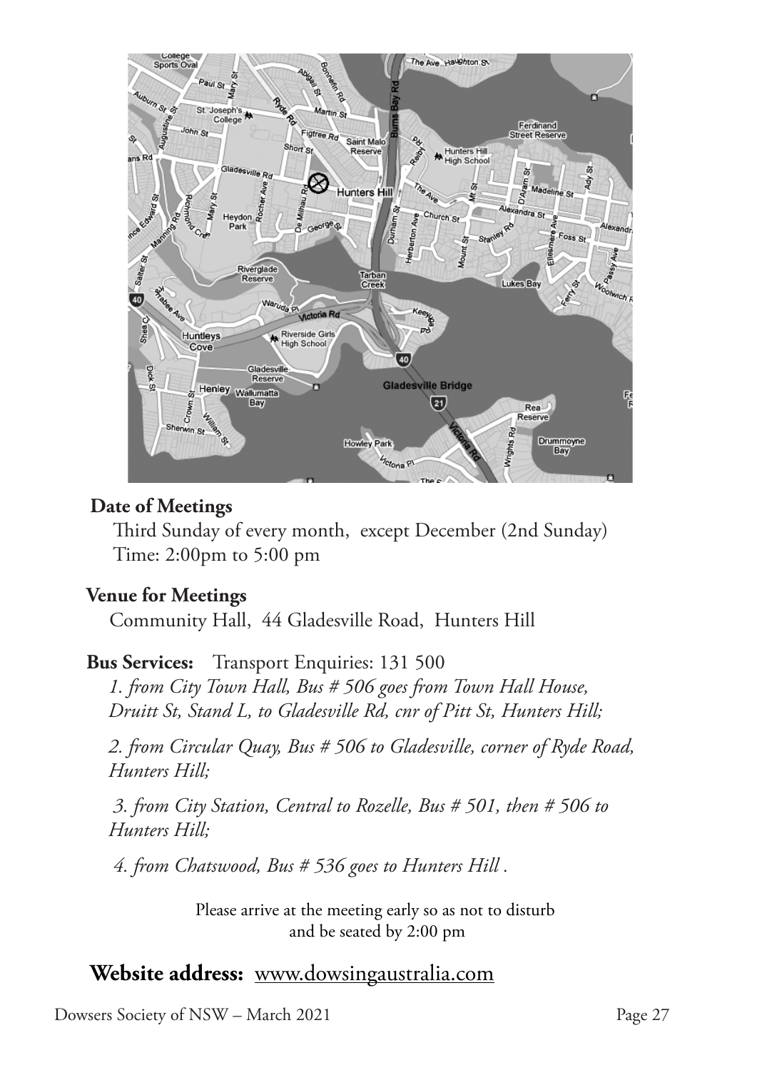**Date of Meetings**

Third Sunday of every month, except December (2nd Sunday)
Time: 2:00pm to 5:00 pm

**Venue for Meetings**

Community Hall, 44 Gladesville Road, Hunters Hill

**Bus Services:** Transport Enquiries: 131 500

*1. from City Town Hall, Bus # 506 goes from Town Hall House, Druitt St, Stand L, to Gladesville Rd, cnr of Pitt St, Hunters Hill;*

*2. from Circular Quay, Bus # 506 to Gladesville, corner of Ryde Road, Hunters Hill;*

*3. from City Station, Central to Rozelle, Bus # 501, then # 506 to Hunters Hill;*

*4. from Chatswood, Bus # 536 goes to Hunters Hill .*

Please arrive at the meeting early so as not to disturb
and be seated by 2:00 pm

**Website address:** www.dowsingaustralia.com